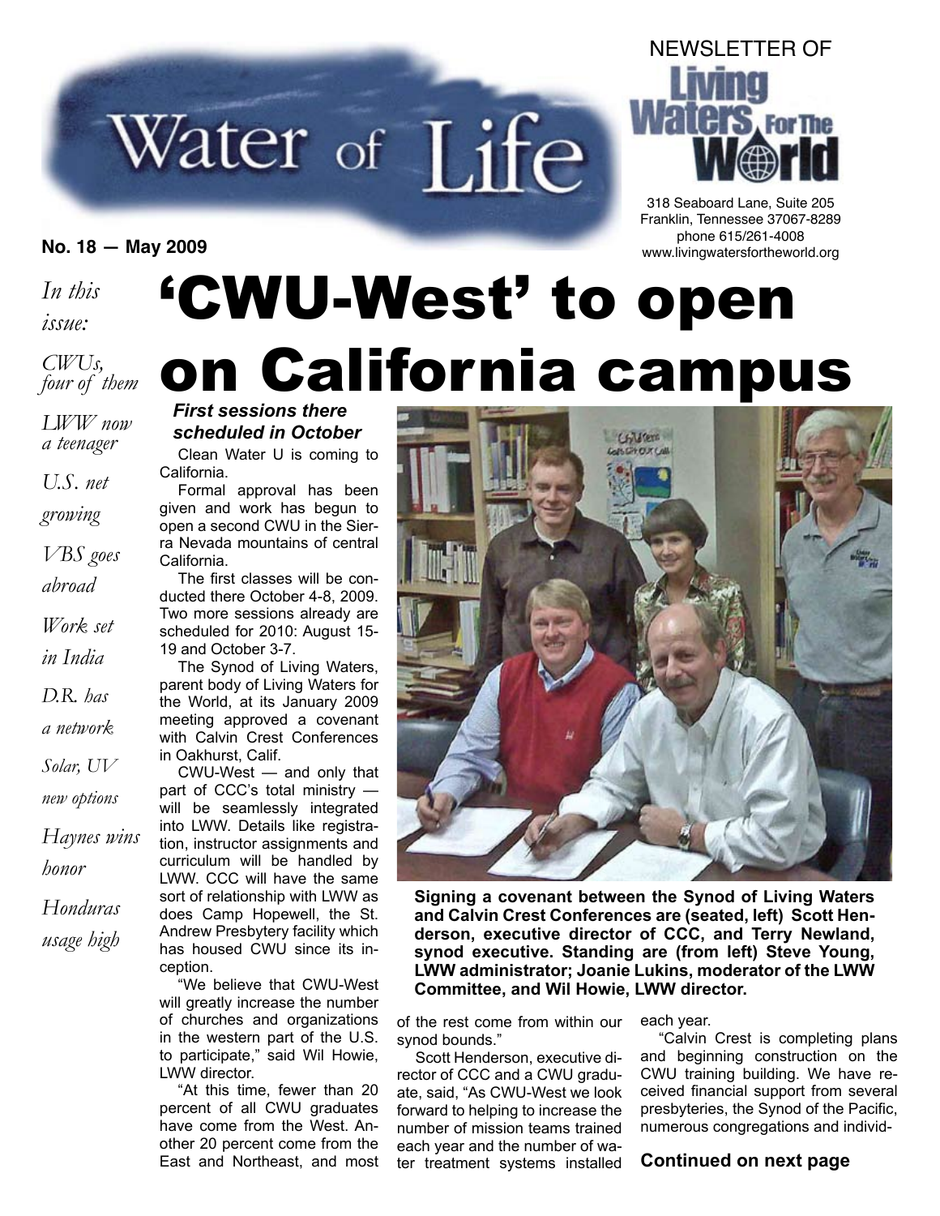# Water of Life

NEWSLETTER OF Living Waters For The World

318 Seaboard Lane, Suite 205
Franklin, Tennessee 37067-8289
phone 615/261-4008
www.livingwatersfortheworld.org

**No. 18 — May 2009**

*In this issue:*

*CWUs, four of them*

*LWW now a teenager*

*U.S. net growing*

*VBS goes abroad*

*Work set in India*

*D.R. has a network*

*Solar, UV new options*

*Haynes wins honor*

*Honduras usage high*

# 'CWU-West' to open on California campus

***First sessions there scheduled in October***

Clean Water U is coming to California.

Formal approval has been given and work has begun to open a second CWU in the Sierra Nevada mountains of central California.

The first classes will be conducted there October 4-8, 2009. Two more sessions already are scheduled for 2010: August 15-19 and October 3-7.

The Synod of Living Waters, parent body of Living Waters for the World, at its January 2009 meeting approved a covenant with Calvin Crest Conferences in Oakhurst, Calif.

CWU-West — and only that part of CCC's total ministry — will be seamlessly integrated into LWW. Details like registration, instructor assignments and curriculum will be handled by LWW. CCC will have the same sort of relationship with LWW as does Camp Hopewell, the St. Andrew Presbytery facility which has housed CWU since its inception.

"We believe that CWU-West will greatly increase the number of churches and organizations in the western part of the U.S. to participate," said Wil Howie, LWW director.

"At this time, fewer than 20 percent of all CWU graduates have come from the West. Another 20 percent come from the East and Northeast, and most of the rest come from within our synod bounds."

Scott Henderson, executive director of CCC and a CWU graduate, said, "As CWU-West we look forward to helping to increase the number of mission teams trained each year and the number of water treatment systems installed each year.

"Calvin Crest is completing plans and beginning construction on the CWU training building. We have received financial support from several presbyteries, the Synod of the Pacific, numerous congregations and individ-

**Continued on next page**

**Signing a covenant between the Synod of Living Waters and Calvin Crest Conferences are (seated, left) Scott Henderson, executive director of CCC, and Terry Newland, synod executive. Standing are (from left) Steve Young, LWW administrator; Joanie Lukins, moderator of the LWW Committee, and Wil Howie, LWW director.**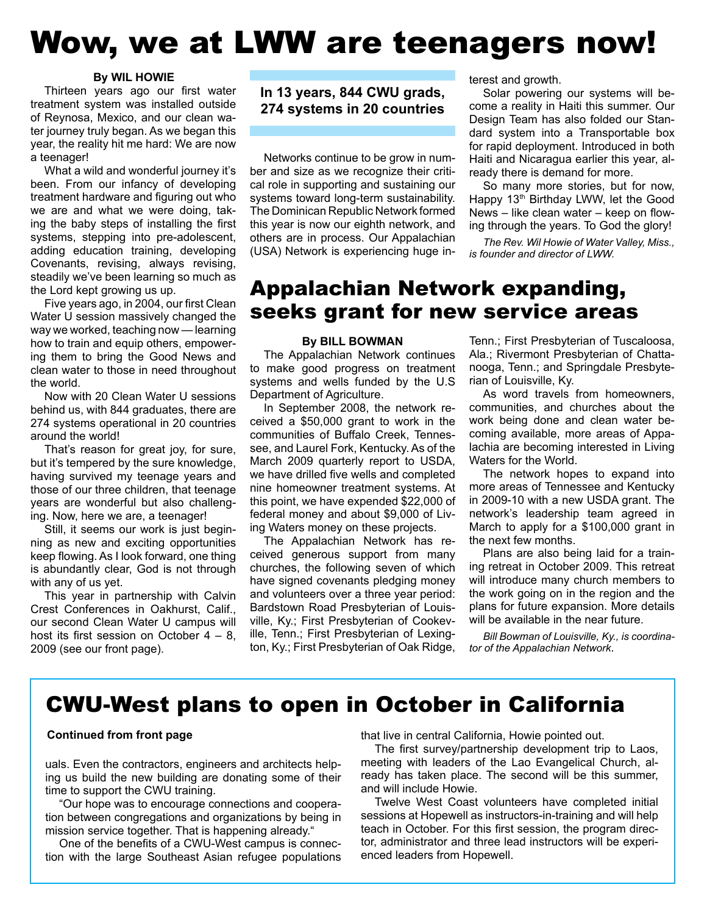# Wow, we at LWW are teenagers now!

**By WIL HOWIE**

Thirteen years ago our first water treatment system was installed outside of Reynosa, Mexico, and our clean water journey truly began. As we began this year, the reality hit me hard: We are now a teenager!

What a wild and wonderful journey it's been. From our infancy of developing treatment hardware and figuring out who we are and what we were doing, taking the baby steps of installing the first systems, stepping into pre-adolescent, adding education training, developing Covenants, revising, always revising, steadily we've been learning so much as the Lord kept growing us up.

Five years ago, in 2004, our first Clean Water U session massively changed the way we worked, teaching now — learning how to train and equip others, empowering them to bring the Good News and clean water to those in need throughout the world.

Now with 20 Clean Water U sessions behind us, with 844 graduates, there are 274 systems operational in 20 countries around the world!

That's reason for great joy, for sure, but it's tempered by the sure knowledge, having survived my teenage years and those of our three children, that teenage years are wonderful but also challenging. Now, here we are, a teenager!

Still, it seems our work is just beginning as new and exciting opportunities keep flowing. As I look forward, one thing is abundantly clear, God is not through with any of us yet.

This year in partnership with Calvin Crest Conferences in Oakhurst, Calif., our second Clean Water U campus will host its first session on October 4 – 8, 2009 (see our front page).

**In 13 years, 844 CWU grads, 274 systems in 20 countries**

Networks continue to be grow in number and size as we recognize their critical role in supporting and sustaining our systems toward long-term sustainability. The Dominican Republic Network formed this year is now our eighth network, and others are in process. Our Appalachian (USA) Network is experiencing huge interest and growth.

Solar powering our systems will become a reality in Haiti this summer. Our Design Team has also folded our Standard system into a Transportable box for rapid deployment. Introduced in both Haiti and Nicaragua earlier this year, already there is demand for more.

So many more stories, but for now, Happy 13th Birthday LWW, let the Good News – like clean water – keep on flowing through the years. To God the glory!

*The Rev. Wil Howie of Water Valley, Miss., is founder and director of LWW.*

# Appalachian Network expanding, seeks grant for new service areas

**By BILL BOWMAN**

The Appalachian Network continues to make good progress on treatment systems and wells funded by the U.S Department of Agriculture.

In September 2008, the network received a $50,000 grant to work in the communities of Buffalo Creek, Tennessee, and Laurel Fork, Kentucky. As of the March 2009 quarterly report to USDA, we have drilled five wells and completed nine homeowner treatment systems. At this point, we have expended $22,000 of federal money and about $9,000 of Living Waters money on these projects.

The Appalachian Network has received generous support from many churches, the following seven of which have signed covenants pledging money and volunteers over a three year period: Bardstown Road Presbyterian of Louisville, Ky.; First Presbyterian of Cookeville, Tenn.; First Presbyterian of Lexington, Ky.; First Presbyterian of Oak Ridge, Tenn.; First Presbyterian of Tuscaloosa, Ala.; Rivermont Presbyterian of Chattanooga, Tenn.; and Springdale Presbyterian of Louisville, Ky.

As word travels from homeowners, communities, and churches about the work being done and clean water becoming available, more areas of Appalachia are becoming interested in Living Waters for the World.

The network hopes to expand into more areas of Tennessee and Kentucky in 2009-10 with a new USDA grant. The network's leadership team agreed in March to apply for a $100,000 grant in the next few months.

Plans are also being laid for a training retreat in October 2009. This retreat will introduce many church members to the work going on in the region and the plans for future expansion. More details will be available in the near future.

*Bill Bowman of Louisville, Ky., is coordinator of the Appalachian Network.*

# CWU-West plans to open in October in California

**Continued from front page**

uals. Even the contractors, engineers and architects helping us build the new building are donating some of their time to support the CWU training.

"Our hope was to encourage connections and cooperation between congregations and organizations by being in mission service together. That is happening already."

One of the benefits of a CWU-West campus is connection with the large Southeast Asian refugee populations that live in central California, Howie pointed out.

The first survey/partnership development trip to Laos, meeting with leaders of the Lao Evangelical Church, already has taken place. The second will be this summer, and will include Howie.

Twelve West Coast volunteers have completed initial sessions at Hopewell as instructors-in-training and will help teach in October. For this first session, the program director, administrator and three lead instructors will be experienced leaders from Hopewell.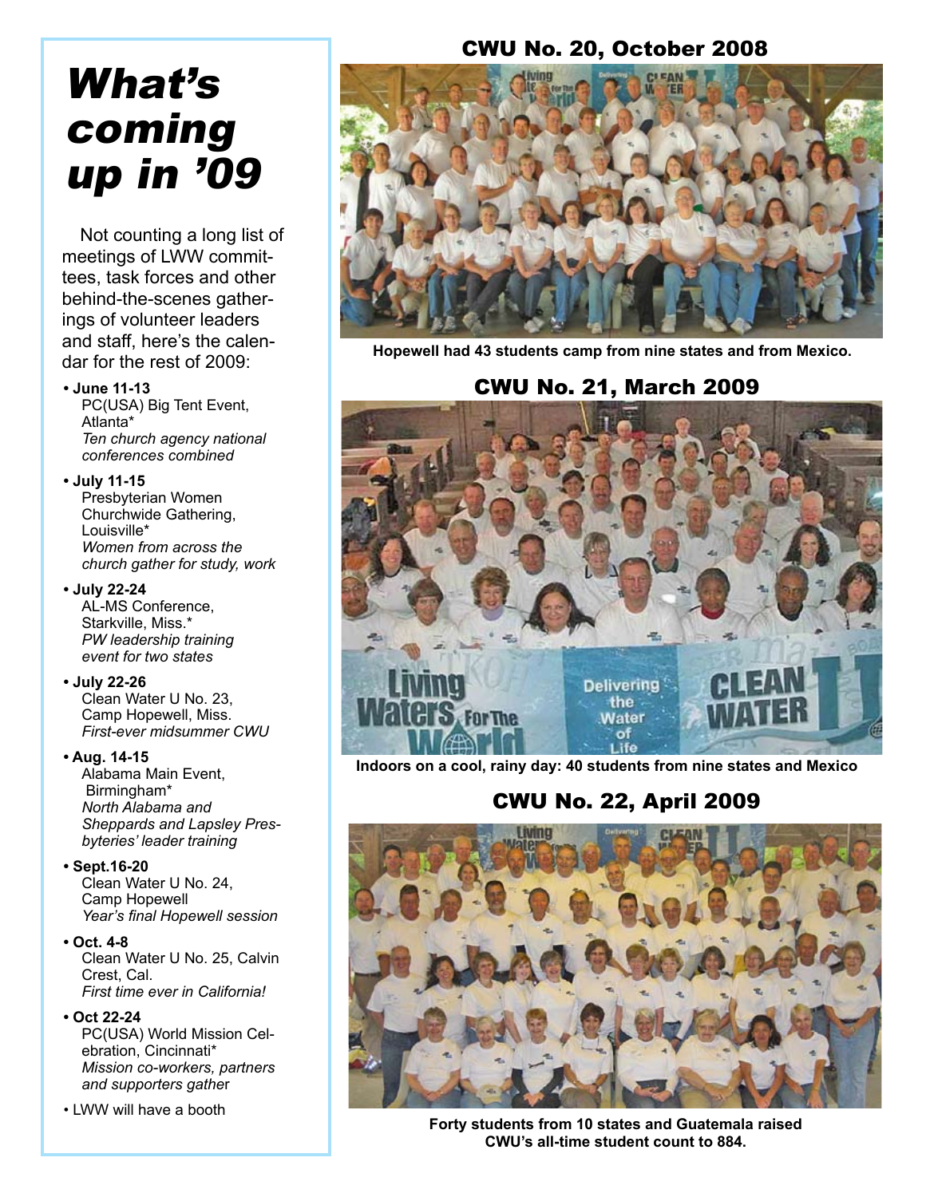# What's coming up in '09

Not counting a long list of meetings of LWW committees, task forces and other behind-the-scenes gatherings of volunteer leaders and staff, here's the calendar for the rest of 2009:

- **June 11-13**
  PC(USA) Big Tent Event, Atlanta*
  *Ten church agency national conferences combined*

- **July 11-15**
  Presbyterian Women Churchwide Gathering, Louisville*
  *Women from across the church gather for study, work*

- **July 22-24**
  AL-MS Conference, Starkville, Miss.*
  *PW leadership training event for two states*

- **July 22-26**
  Clean Water U No. 23, Camp Hopewell, Miss.
  *First-ever midsummer CWU*

- **Aug. 14-15**
  Alabama Main Event, Birmingham*
  *North Alabama and Sheppards and Lapsley Presbyteries' leader training*

- **Sept.16-20**
  Clean Water U No. 24, Camp Hopewell
  *Year's final Hopewell session*

- **Oct. 4-8**
  Clean Water U No. 25, Calvin Crest, Cal.
  *First time ever in California!*

- **Oct 22-24**
  PC(USA) World Mission Celebration, Cincinnati*
  *Mission co-workers, partners and supporters gather*

- LWW will have a booth

## CWU No. 20, October 2008

**Hopewell had 43 students camp from nine states and from Mexico.**

## CWU No. 21, March 2009

**Indoors on a cool, rainy day: 40 students from nine states and Mexico**

## CWU No. 22, April 2009

**Forty students from 10 states and Guatemala raised CWU's all-time student count to 884.**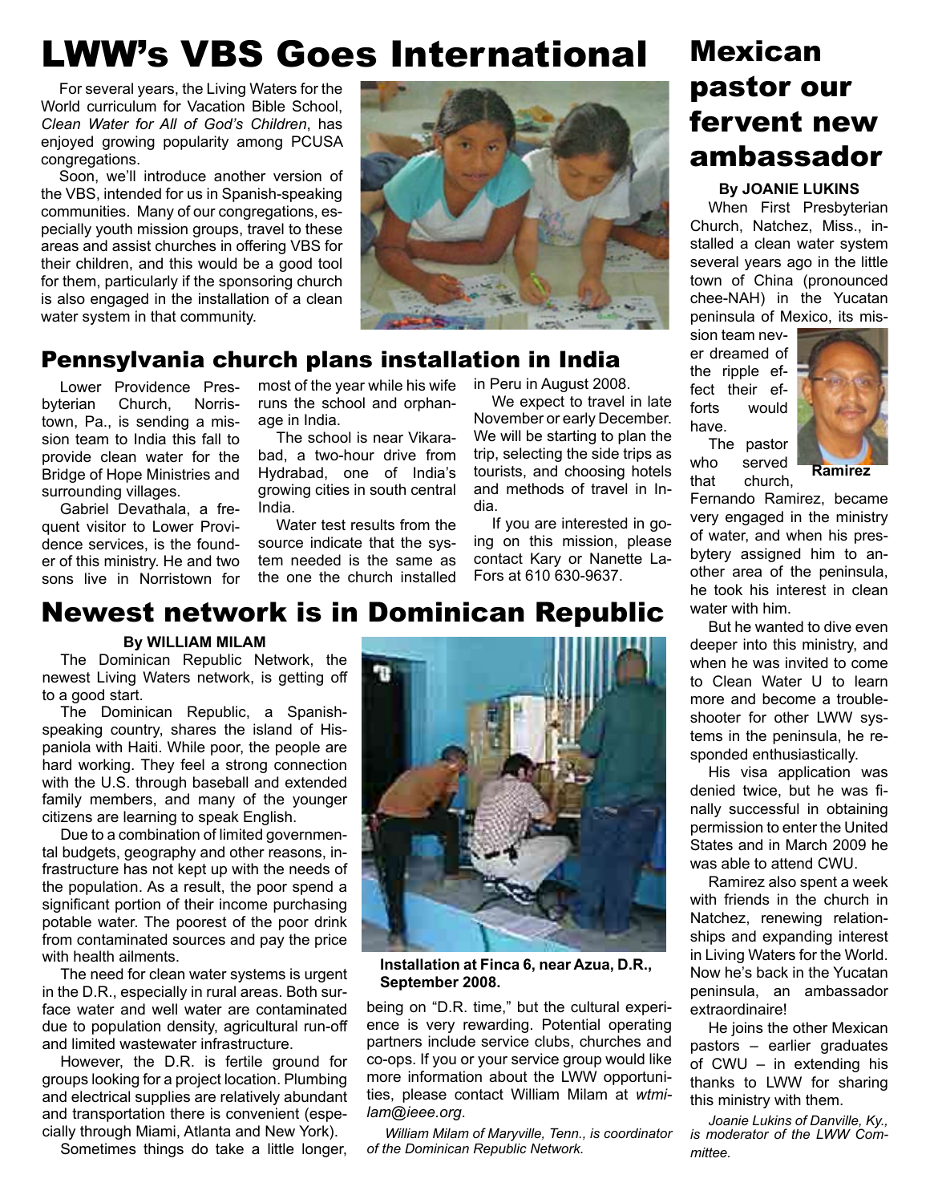# LWW's VBS Goes International

For several years, the Living Waters for the World curriculum for Vacation Bible School, *Clean Water for All of God's Children*, has enjoyed growing popularity among PCUSA congregations.

Soon, we'll introduce another version of the VBS, intended for us in Spanish-speaking communities. Many of our congregations, especially youth mission groups, travel to these areas and assist churches in offering VBS for their children, and this would be a good tool for them, particularly if the sponsoring church is also engaged in the installation of a clean water system in that community.

## Pennsylvania church plans installation in India

Lower Providence Presbyterian Church, Norristown, Pa., is sending a mission team to India this fall to provide clean water for the Bridge of Hope Ministries and surrounding villages.

Gabriel Devathala, a frequent visitor to Lower Providence services, is the founder of this ministry. He and two sons live in Norristown for most of the year while his wife runs the school and orphanage in India.

The school is near Vikarabad, a two-hour drive from Hydrabad, one of India's growing cities in south central India.

Water test results from the source indicate that the system needed is the same as the one the church installed in Peru in August 2008.

We expect to travel in late November or early December. We will be starting to plan the trip, selecting the side trips as tourists, and choosing hotels and methods of travel in India.

If you are interested in going on this mission, please contact Kary or Nanette LaFors at 610 630-9637.

## Newest network is in Dominican Republic

**By WILLIAM MILAM**

The Dominican Republic Network, the newest Living Waters network, is getting off to a good start.

The Dominican Republic, a Spanish-speaking country, shares the island of Hispaniola with Haiti. While poor, the people are hard working. They feel a strong connection with the U.S. through baseball and extended family members, and many of the younger citizens are learning to speak English.

Due to a combination of limited governmental budgets, geography and other reasons, infrastructure has not kept up with the needs of the population. As a result, the poor spend a significant portion of their income purchasing potable water. The poorest of the poor drink from contaminated sources and pay the price with health ailments.

The need for clean water systems is urgent in the D.R., especially in rural areas. Both surface water and well water are contaminated due to population density, agricultural run-off and limited wastewater infrastructure.

However, the D.R. is fertile ground for groups looking for a project location. Plumbing and electrical supplies are relatively abundant and transportation there is convenient (especially through Miami, Atlanta and New York).

Sometimes things do take a little longer, being on "D.R. time," but the cultural experience is very rewarding. Potential operating partners include service clubs, churches and co-ops. If you or your service group would like more information about the LWW opportunities, please contact William Milam at *wtmilam@ieee.org*.

**Installation at Finca 6, near Azua, D.R., September 2008.**

*William Milam of Maryville, Tenn., is coordinator of the Dominican Republic Network.*

# Mexican pastor our fervent new ambassador

**By JOANIE LUKINS**

When First Presbyterian Church, Natchez, Miss., installed a clean water system several years ago in the little town of China (pronounced chee-NAH) in the Yucatan peninsula of Mexico, its mission team never dreamed of the ripple effect their efforts would have.

**Ramirez**

The pastor who served that church, Fernando Ramirez, became very engaged in the ministry of water, and when his presbytery assigned him to another area of the peninsula, he took his interest in clean water with him.

But he wanted to dive even deeper into this ministry, and when he was invited to come to Clean Water U to learn more and become a troubleshooter for other LWW systems in the peninsula, he responded enthusiastically.

His visa application was denied twice, but he was finally successful in obtaining permission to enter the United States and in March 2009 he was able to attend CWU.

Ramirez also spent a week with friends in the church in Natchez, renewing relationships and expanding interest in Living Waters for the World. Now he's back in the Yucatan peninsula, an ambassador extraordinaire!

He joins the other Mexican pastors – earlier graduates of CWU – in extending his thanks to LWW for sharing this ministry with them.

*Joanie Lukins of Danville, Ky., is moderator of the LWW Committee.*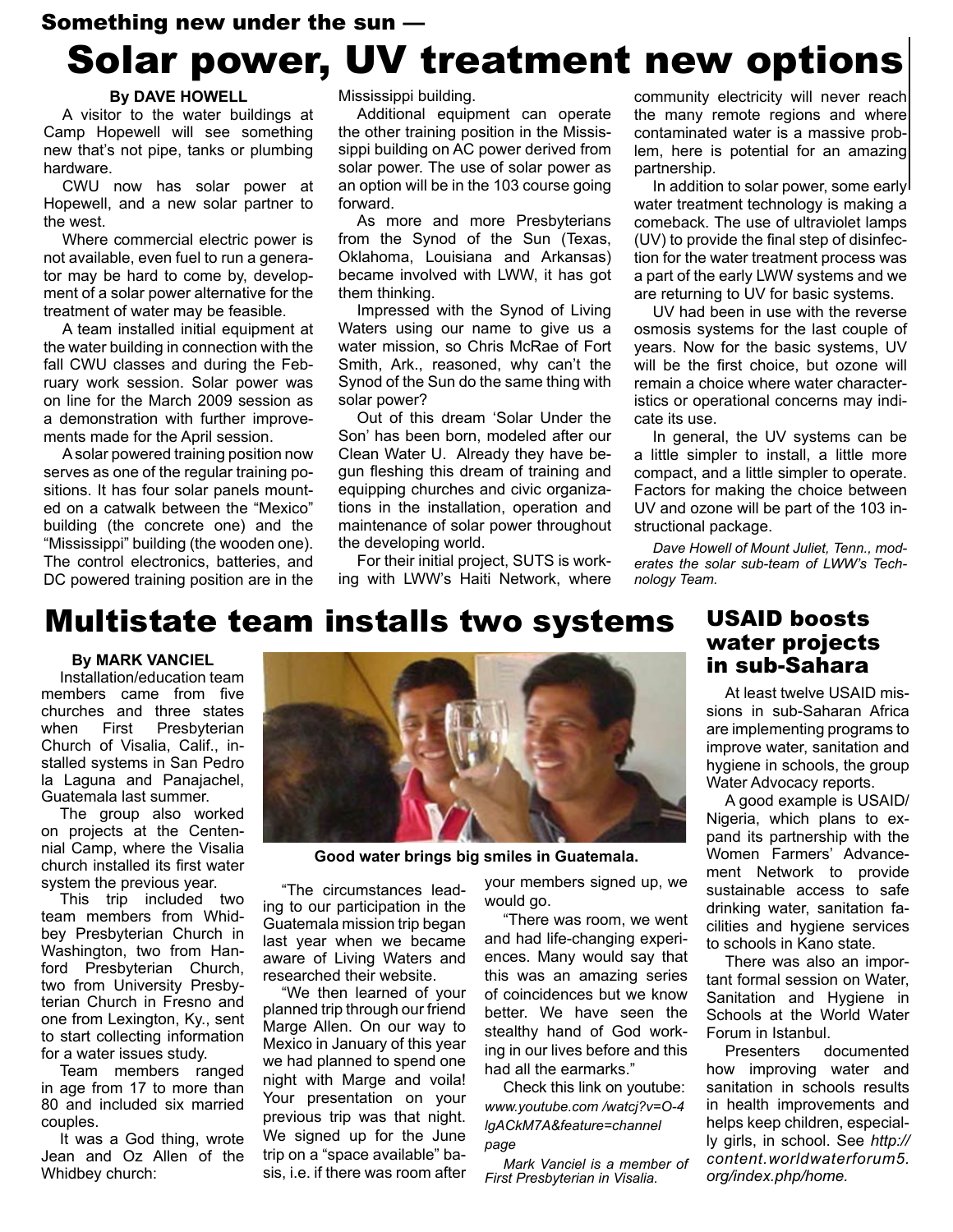**Something new under the sun —**

# Solar power, UV treatment new options

**By DAVE HOWELL**

A visitor to the water buildings at Camp Hopewell will see something new that's not pipe, tanks or plumbing hardware.

CWU now has solar power at Hopewell, and a new solar partner to the west.

Where commercial electric power is not available, even fuel to run a generator may be hard to come by, development of a solar power alternative for the treatment of water may be feasible.

A team installed initial equipment at the water building in connection with the fall CWU classes and during the February work session. Solar power was on line for the March 2009 session as a demonstration with further improvements made for the April session.

A solar powered training position now serves as one of the regular training positions. It has four solar panels mounted on a catwalk between the "Mexico" building (the concrete one) and the "Mississippi" building (the wooden one). The control electronics, batteries, and DC powered training position are in the Mississippi building.

Additional equipment can operate the other training position in the Mississippi building on AC power derived from solar power. The use of solar power as an option will be in the 103 course going forward.

As more and more Presbyterians from the Synod of the Sun (Texas, Oklahoma, Louisiana and Arkansas) became involved with LWW, it has got them thinking.

Impressed with the Synod of Living Waters using our name to give us a water mission, so Chris McRae of Fort Smith, Ark., reasoned, why can't the Synod of the Sun do the same thing with solar power?

Out of this dream 'Solar Under the Son' has been born, modeled after our Clean Water U. Already they have begun fleshing this dream of training and equipping churches and civic organizations in the installation, operation and maintenance of solar power throughout the developing world.

For their initial project, SUTS is working with LWW's Haiti Network, where community electricity will never reach the many remote regions and where contaminated water is a massive problem, here is potential for an amazing partnership.

In addition to solar power, some early water treatment technology is making a comeback. The use of ultraviolet lamps (UV) to provide the final step of disinfection for the water treatment process was a part of the early LWW systems and we are returning to UV for basic systems.

UV had been in use with the reverse osmosis systems for the last couple of years. Now for the basic systems, UV will be the first choice, but ozone will remain a choice where water characteristics or operational concerns may indicate its use.

In general, the UV systems can be a little simpler to install, a little more compact, and a little simpler to operate. Factors for making the choice between UV and ozone will be part of the 103 instructional package.

*Dave Howell of Mount Juliet, Tenn., moderates the solar sub-team of LWW's Technology Team.*

# Multistate team installs two systems

**By MARK VANCIEL**

Installation/education team members came from five churches and three states when First Presbyterian Church of Visalia, Calif., installed systems in San Pedro la Laguna and Panajachel, Guatemala last summer.

The group also worked on projects at the Centennial Camp, where the Visalia church installed its first water system the previous year.

This trip included two team members from Whidbey Presbyterian Church in Washington, two from Hanford Presbyterian Church, two from University Presbyterian Church in Fresno and one from Lexington, Ky., sent to start collecting information for a water issues study.

Team members ranged in age from 17 to more than 80 and included six married couples.

It was a God thing, wrote Jean and Oz Allen of the Whidbey church:

**Good water brings big smiles in Guatemala.**

"The circumstances leading to our participation in the Guatemala mission trip began last year when we became aware of Living Waters and researched their website.

"We then learned of your planned trip through our friend Marge Allen. On our way to Mexico in January of this year we had planned to spend one night with Marge and voila! Your presentation on your previous trip was that night. We signed up for the June trip on a "space available" basis, i.e. if there was room after your members signed up, we would go.

"There was room, we went and had life-changing experiences. Many would say that this was an amazing series of coincidences but we know better. We have seen the stealthy hand of God working in our lives before and this had all the earmarks."

Check this link on youtube: *www.youtube.com /watcj?v=O-4 lgACkM7A&feature=channel page*

*Mark Vanciel is a member of First Presbyterian in Visalia.*

## USAID boosts water projects in sub-Sahara

At least twelve USAID missions in sub-Saharan Africa are implementing programs to improve water, sanitation and hygiene in schools, the group Water Advocacy reports.

A good example is USAID/ Nigeria, which plans to expand its partnership with the Women Farmers' Advancement Network to provide sustainable access to safe drinking water, sanitation facilities and hygiene services to schools in Kano state.

There was also an important formal session on Water, Sanitation and Hygiene in Schools at the World Water Forum in Istanbul.

Presenters documented how improving water and sanitation in schools results in health improvements and helps keep children, especially girls, in school. See *http:// content.worldwaterforum5. org/index.php/home.*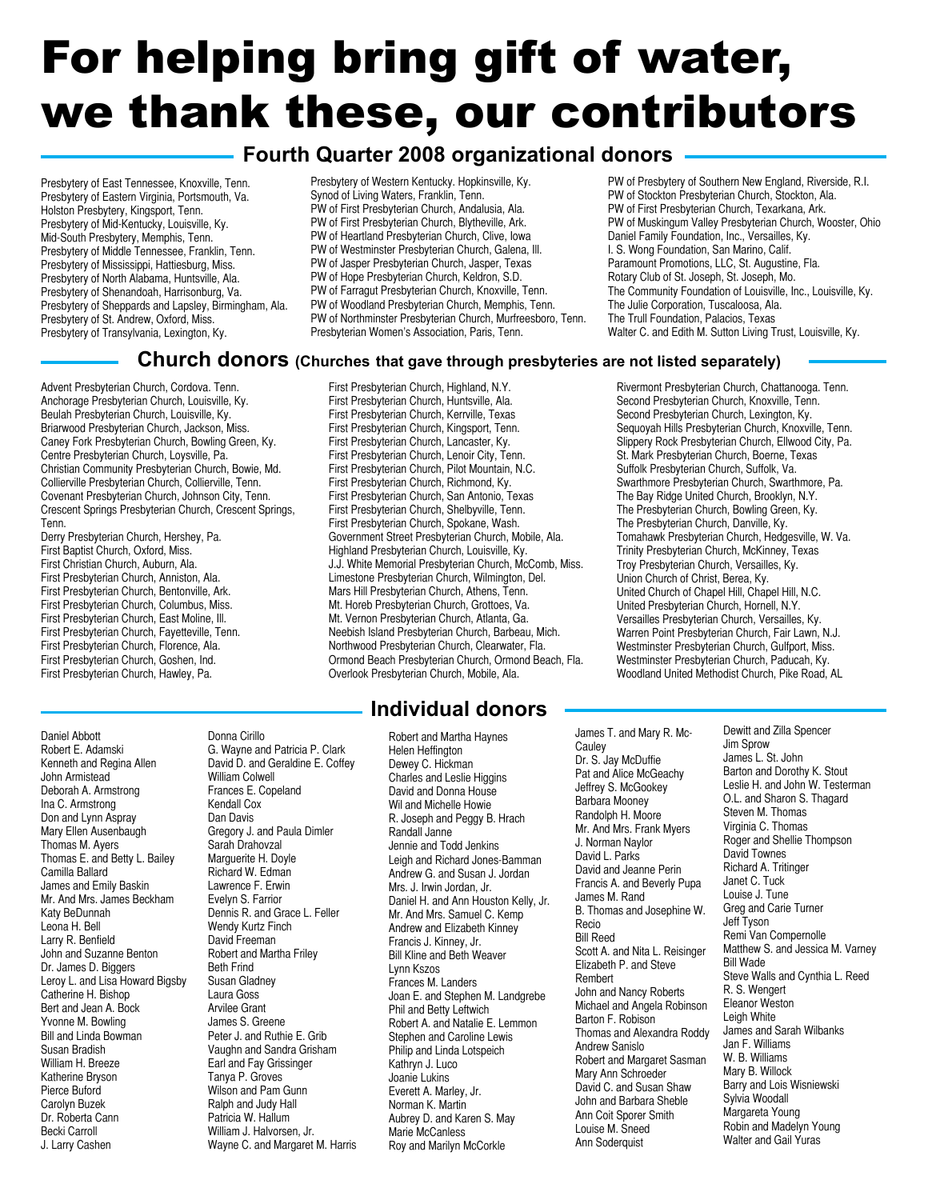# For helping bring gift of water, we thank these, our contributors

## Fourth Quarter 2008 organizational donors

Presbytery of East Tennessee, Knoxville, Tenn.
Presbytery of Eastern Virginia, Portsmouth, Va.
Holston Presbytery, Kingsport, Tenn.
Presbytery of Mid-Kentucky, Louisville, Ky.
Mid-South Presbytery, Memphis, Tenn.
Presbytery of Middle Tennessee, Franklin, Tenn.
Presbytery of Mississippi, Hattiesburg, Miss.
Presbytery of North Alabama, Huntsville, Ala.
Presbytery of Shenandoah, Harrisonburg, Va.
Presbytery of Sheppards and Lapsley, Birmingham, Ala.
Presbytery of St. Andrew, Oxford, Miss.
Presbytery of Transylvania, Lexington, Ky.
Presbytery of Western Kentucky. Hopkinsville, Ky.
Synod of Living Waters, Franklin, Tenn.
PW of First Presbyterian Church, Andalusia, Ala.
PW of First Presbyterian Church, Blytheville, Ark.
PW of Heartland Presbyterian Church, Clive, Iowa
PW of Westminster Presbyterian Church, Galena, Ill.
PW of Jasper Presbyterian Church, Jasper, Texas
PW of Hope Presbyterian Church, Keldron, S.D.
PW of Farragut Presbyterian Church, Knoxville, Tenn.
PW of Woodland Presbyterian Church, Memphis, Tenn.
PW of Northminster Presbyterian Church, Murfreesboro, Tenn.
Presbyterian Women's Association, Paris, Tenn.
PW of Presbytery of Southern New England, Riverside, R.I.
PW of Stockton Presbyterian Church, Stockton, Ala.
PW of First Presbyterian Church, Texarkana, Ark.
PW of Muskingum Valley Presbyterian Church, Wooster, Ohio
Daniel Family Foundation, Inc., Versailles, Ky.
I. S. Wong Foundation, San Marino, Calif.
Paramount Promotions, LLC, St. Augustine, Fla.
Rotary Club of St. Joseph, St. Joseph, Mo.
The Community Foundation of Louisville, Inc., Louisville, Ky.
The Julie Corporation, Tuscaloosa, Ala.
The Trull Foundation, Palacios, Texas
Walter C. and Edith M. Sutton Living Trust, Louisville, Ky.

## Church donors (Churches that gave through presbyteries are not listed separately)

Advent Presbyterian Church, Cordova. Tenn.
Anchorage Presbyterian Church, Louisville, Ky.
Beulah Presbyterian Church, Louisville, Ky.
Briarwood Presbyterian Church, Jackson, Miss.
Caney Fork Presbyterian Church, Bowling Green, Ky.
Centre Presbyterian Church, Loysville, Pa.
Christian Community Presbyterian Church, Bowie, Md.
Collierville Presbyterian Church, Collierville, Tenn.
Covenant Presbyterian Church, Johnson City, Tenn.
Crescent Springs Presbyterian Church, Crescent Springs, Tenn.
Derry Presbyterian Church, Hershey, Pa.
First Baptist Church, Oxford, Miss.
First Christian Church, Auburn, Ala.
First Presbyterian Church, Anniston, Ala.
First Presbyterian Church, Bentonville, Ark.
First Presbyterian Church, Columbus, Miss.
First Presbyterian Church, East Moline, Ill.
First Presbyterian Church, Fayetteville, Tenn.
First Presbyterian Church, Florence, Ala.
First Presbyterian Church, Goshen, Ind.
First Presbyterian Church, Hawley, Pa.
First Presbyterian Church, Highland, N.Y.
First Presbyterian Church, Huntsville, Ala.
First Presbyterian Church, Kerrville, Texas
First Presbyterian Church, Kingsport, Tenn.
First Presbyterian Church, Lancaster, Ky.
First Presbyterian Church, Lenoir City, Tenn.
First Presbyterian Church, Pilot Mountain, N.C.
First Presbyterian Church, Richmond, Ky.
First Presbyterian Church, San Antonio, Texas
First Presbyterian Church, Shelbyville, Tenn.
First Presbyterian Church, Spokane, Wash.
Government Street Presbyterian Church, Mobile, Ala.
Highland Presbyterian Church, Louisville, Ky.
J.J. White Memorial Presbyterian Church, McComb, Miss.
Limestone Presbyterian Church, Wilmington, Del.
Mars Hill Presbyterian Church, Athens, Tenn.
Mt. Horeb Presbyterian Church, Grottoes, Va.
Mt. Vernon Presbyterian Church, Atlanta, Ga.
Neebish Island Presbyterian Church, Barbeau, Mich.
Northwood Presbyterian Church, Clearwater, Fla.
Ormond Beach Presbyterian Church, Ormond Beach, Fla.
Overlook Presbyterian Church, Mobile, Ala.
Rivermont Presbyterian Church, Chattanooga. Tenn.
Second Presbyterian Church, Knoxville, Tenn.
Second Presbyterian Church, Lexington, Ky.
Sequoyah Hills Presbyterian Church, Knoxville, Tenn.
Slippery Rock Presbyterian Church, Ellwood City, Pa.
St. Mark Presbyterian Church, Boerne, Texas
Suffolk Presbyterian Church, Suffolk, Va.
Swarthmore Presbyterian Church, Swarthmore, Pa.
The Bay Ridge United Church, Brooklyn, N.Y.
The Presbyterian Church, Bowling Green, Ky.
The Presbyterian Church, Danville, Ky.
Tomahawk Presbyterian Church, Hedgesville, W. Va.
Trinity Presbyterian Church, McKinney, Texas
Troy Presbyterian Church, Versailles, Ky.
Union Church of Christ, Berea, Ky.
United Church of Chapel Hill, Chapel Hill, N.C.
United Presbyterian Church, Hornell, N.Y.
Versailles Presbyterian Church, Versailles, Ky.
Warren Point Presbyterian Church, Fair Lawn, N.J.
Westminster Presbyterian Church, Gulfport, Miss.
Westminster Presbyterian Church, Paducah, Ky.
Woodland United Methodist Church, Pike Road, AL

## Individual donors

Daniel Abbott
Robert E. Adamski
Kenneth and Regina Allen
John Armistead
Deborah A. Armstrong
Ina C. Armstrong
Don and Lynn Aspray
Mary Ellen Ausenbaugh
Thomas M. Ayers
Thomas E. and Betty L. Bailey
Camilla Ballard
James and Emily Baskin
Mr. And Mrs. James Beckham
Katy BeDunnah
Leona H. Bell
Larry R. Benfield
John and Suzanne Benton
Dr. James D. Biggers
Leroy L. and Lisa Howard Bigsby
Catherine H. Bishop
Bert and Jean A. Bock
Yvonne M. Bowling
Bill and Linda Bowman
Susan Bradish
William H. Breeze
Katherine Bryson
Pierce Buford
Carolyn Buzek
Dr. Roberta Cann
Becki Carroll
J. Larry Cashen
Donna Cirillo
G. Wayne and Patricia P. Clark
David D. and Geraldine E. Coffey
William Colwell
Frances E. Copeland
Kendall Cox
Dan Davis
Gregory J. and Paula Dimler
Sarah Drahovzal
Marguerite H. Doyle
Richard W. Edman
Lawrence F. Erwin
Evelyn S. Farrior
Dennis R. and Grace L. Feller
Wendy Kurtz Finch
David Freeman
Robert and Martha Friley
Beth Frind
Susan Gladney
Laura Goss
Arvilee Grant
James S. Greene
Peter J. and Ruthie E. Grib
Vaughn and Sandra Grisham
Earl and Fay Grissinger
Tanya P. Groves
Wilson and Pam Gunn
Ralph and Judy Hall
Patricia W. Hallum
William J. Halvorsen, Jr.
Wayne C. and Margaret M. Harris
Robert and Martha Haynes
Helen Heffington
Dewey C. Hickman
Charles and Leslie Higgins
David and Donna House
Wil and Michelle Howie
R. Joseph and Peggy B. Hrach
Randall Janne
Jennie and Todd Jenkins
Leigh and Richard Jones-Bamman
Andrew G. and Susan J. Jordan
Mrs. J. Irwin Jordan, Jr.
Daniel H. and Ann Houston Kelly, Jr.
Mr. And Mrs. Samuel C. Kemp
Andrew and Elizabeth Kinney
Francis J. Kinney, Jr.
Bill Kline and Beth Weaver
Lynn Kszos
Frances M. Landers
Joan E. and Stephen M. Landgrebe
Phil and Betty Leftwich
Robert A. and Natalie E. Lemmon
Stephen and Caroline Lewis
Philip and Linda Lotspeich
Kathryn J. Luco
Joanie Lukins
Everett A. Marley, Jr.
Norman K. Martin
Aubrey D. and Karen S. May
Marie McCanless
Roy and Marilyn McCorkle
James T. and Mary R. McCauley
Dr. S. Jay McDuffie
Pat and Alice McGeachy
Jeffrey S. McGookey
Barbara Mooney
Randolph H. Moore
Mr. And Mrs. Frank Myers
J. Norman Naylor
David L. Parks
David and Jeanne Perin
Francis A. and Beverly Pupa
James M. Rand
B. Thomas and Josephine W. Recio
Bill Reed
Scott A. and Nita L. Reisinger
Elizabeth P. and Steve Rembert
John and Nancy Roberts
Michael and Angela Robinson
Barton F. Robison
Thomas and Alexandra Roddy
Andrew Sanislo
Robert and Margaret Sasman
Mary Ann Schroeder
David C. and Susan Shaw
John and Barbara Sheble
Ann Coit Sporer Smith
Louise M. Sneed
Ann Soderquist
Dewitt and Zilla Spencer
Jim Sprow
James L. St. John
Barton and Dorothy K. Stout
Leslie H. and John W. Testerman
O.L. and Sharon S. Thagard
Steven M. Thomas
Virginia C. Thomas
Roger and Shellie Thompson
David Townes
Richard A. Tritinger
Janet C. Tuck
Louise J. Tune
Greg and Carie Turner
Jeff Tyson
Remi Van Compernolle
Matthew S. and Jessica M. Varney
Bill Wade
Steve Walls and Cynthia L. Reed
R. S. Wengert
Eleanor Weston
Leigh White
James and Sarah Wilbanks
Jan F. Williams
W. B. Williams
Mary B. Willock
Barry and Lois Wisniewski
Sylvia Woodall
Margareta Young
Robin and Madelyn Young
Walter and Gail Yuras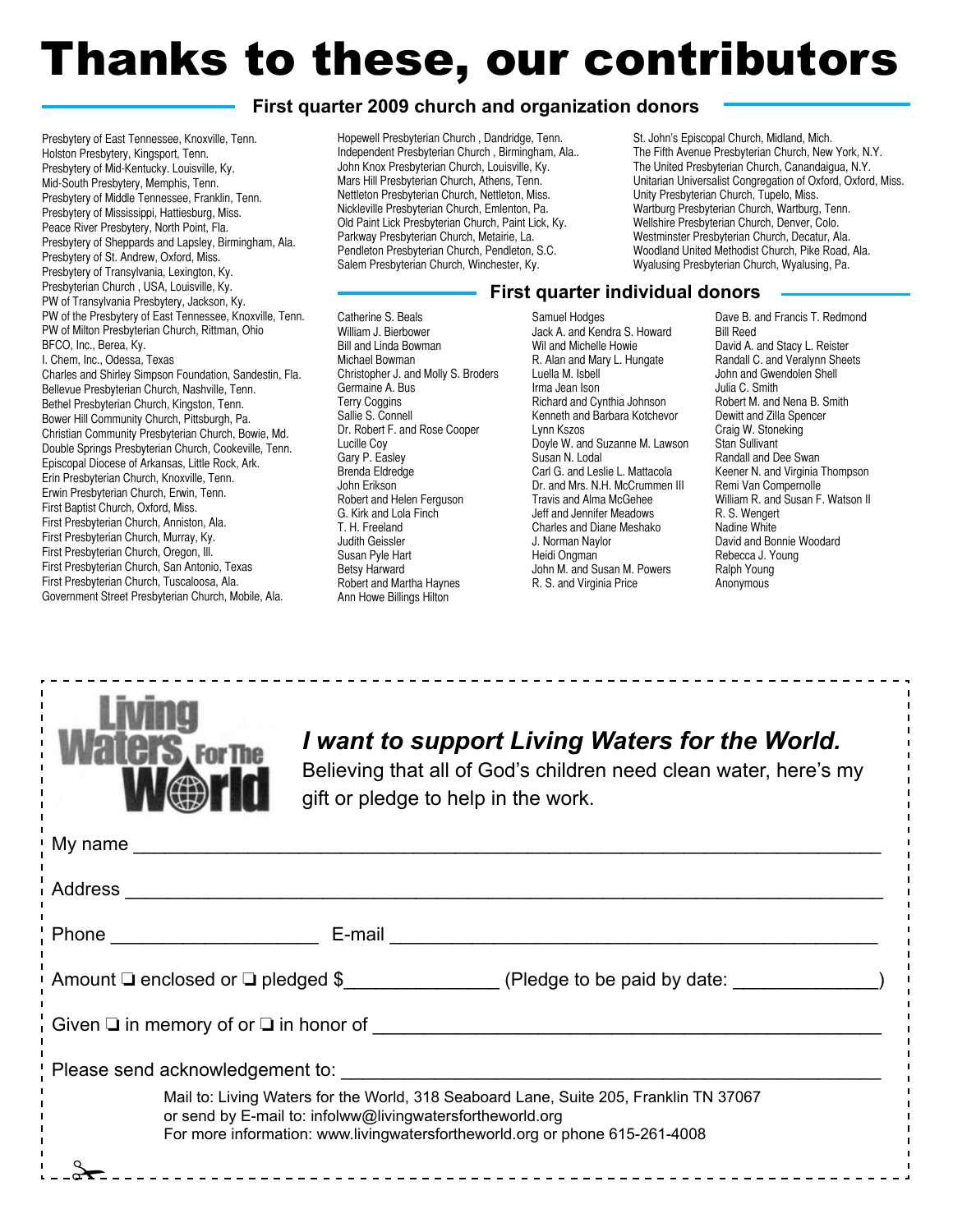# Thanks to these, our contributors

## First quarter 2009 church and organization donors

Presbytery of East Tennessee, Knoxville, Tenn.
Holston Presbytery, Kingsport, Tenn.
Presbytery of Mid-Kentucky. Louisville, Ky.
Mid-South Presbytery, Memphis, Tenn.
Presbytery of Middle Tennessee, Franklin, Tenn.
Presbytery of Mississippi, Hattiesburg, Miss.
Peace River Presbytery, North Point, Fla.
Presbytery of Sheppards and Lapsley, Birmingham, Ala.
Presbytery of St. Andrew, Oxford, Miss.
Presbytery of Transylvania, Lexington, Ky.
Presbyterian Church , USA, Louisville, Ky.
PW of Transylvania Presbytery, Jackson, Ky.
PW of the Presbytery of East Tennessee, Knoxville, Tenn.
PW of Milton Presbyterian Church, Rittman, Ohio
BFCO, Inc., Berea, Ky.
I. Chem, Inc., Odessa, Texas
Charles and Shirley Simpson Foundation, Sandestin, Fla.
Bellevue Presbyterian Church, Nashville, Tenn.
Bethel Presbyterian Church, Kingston, Tenn.
Bower Hill Community Church, Pittsburgh, Pa.
Christian Community Presbyterian Church, Bowie, Md.
Double Springs Presbyterian Church, Cookeville, Tenn.
Episcopal Diocese of Arkansas, Little Rock, Ark.
Erin Presbyterian Church, Knoxville, Tenn.
Erwin Presbyterian Church, Erwin, Tenn.
First Baptist Church, Oxford, Miss.
First Presbyterian Church, Anniston, Ala.
First Presbyterian Church, Murray, Ky.
First Presbyterian Church, Oregon, Ill.
First Presbyterian Church, San Antonio, Texas
First Presbyterian Church, Tuscaloosa, Ala.
Government Street Presbyterian Church, Mobile, Ala.
Hopewell Presbyterian Church , Dandridge, Tenn.
Independent Presbyterian Church , Birmingham, Ala..
John Knox Presbyterian Church, Louisville, Ky.
Mars Hill Presbyterian Church, Athens, Tenn.
Nettleton Presbyterian Church, Nettleton, Miss.
Nickleville Presbyterian Church, Emlenton, Pa.
Old Paint Lick Presbyterian Church, Paint Lick, Ky.
Parkway Presbyterian Church, Metairie, La.
Pendleton Presbyterian Church, Pendleton, S.C.
Salem Presbyterian Church, Winchester, Ky.
St. John's Episcopal Church, Midland, Mich.
The Fifth Avenue Presbyterian Church, New York, N.Y.
The United Presbyterian Church, Canandaigua, N.Y.
Unitarian Universalist Congregation of Oxford, Oxford, Miss.
Unity Presbyterian Church, Tupelo, Miss.
Wartburg Presbyterian Church, Wartburg, Tenn.
Wellshire Presbyterian Church, Denver, Colo.
Westminster Presbyterian Church, Decatur, Ala.
Woodland United Methodist Church, Pike Road, Ala.
Wyalusing Presbyterian Church, Wyalusing, Pa.

## First quarter individual donors

Catherine S. Beals
William J. Bierbower
Bill and Linda Bowman
Michael Bowman
Christopher J. and Molly S. Broders
Germaine A. Bus
Terry Coggins
Sallie S. Connell
Dr. Robert F. and Rose Cooper
Lucille Coy
Gary P. Easley
Brenda Eldredge
John Erikson
Robert and Helen Ferguson
G. Kirk and Lola Finch
T. H. Freeland
Judith Geissler
Susan Pyle Hart
Betsy Harward
Robert and Martha Haynes
Ann Howe Billings Hilton
Samuel Hodges
Jack A. and Kendra S. Howard
Wil and Michelle Howie
R. Alan and Mary L. Hungate
Luella M. Isbell
Irma Jean Ison
Richard and Cynthia Johnson
Kenneth and Barbara Kotchevor
Lynn Kszos
Doyle W. and Suzanne M. Lawson
Susan N. Lodal
Carl G. and Leslie L. Mattacola
Dr. and Mrs. N.H. McCrummen III
Travis and Alma McGehee
Jeff and Jennifer Meadows
Charles and Diane Meshako
J. Norman Naylor
Heidi Ongman
John M. and Susan M. Powers
R. S. and Virginia Price
Dave B. and Francis T. Redmond
Bill Reed
David A. and Stacy L. Reister
Randall C. and Veralynn Sheets
John and Gwendolen Shell
Julia C. Smith
Robert M. and Nena B. Smith
Dewitt and Zilla Spencer
Craig W. Stoneking
Stan Sullivant
Randall and Dee Swan
Keener N. and Virginia Thompson
Remi Van Compernolle
William R. and Susan F. Watson II
R. S. Wengert
Nadine White
David and Bonnie Woodard
Rebecca J. Young
Ralph Young
Anonymous

---

Living Waters For The World

***I want to support Living Waters for the World.***
Believing that all of God's children need clean water, here's my gift or pledge to help in the work.

My name ______________________________________________

Address ______________________________________________

Phone ____________________ E-mail ____________________________

Amount ❑ enclosed or ❑ pledged $______________ (Pledge to be paid by date: _____________)

Given ❑ in memory of or ❑ in honor of ______________________________

Please send acknowledgement to: ______________________________

Mail to: Living Waters for the World, 318 Seaboard Lane, Suite 205, Franklin TN 37067
or send by E-mail to: infolww@livingwatersfortheworld.org
For more information: www.livingwatersfortheworld.org or phone 615-261-4008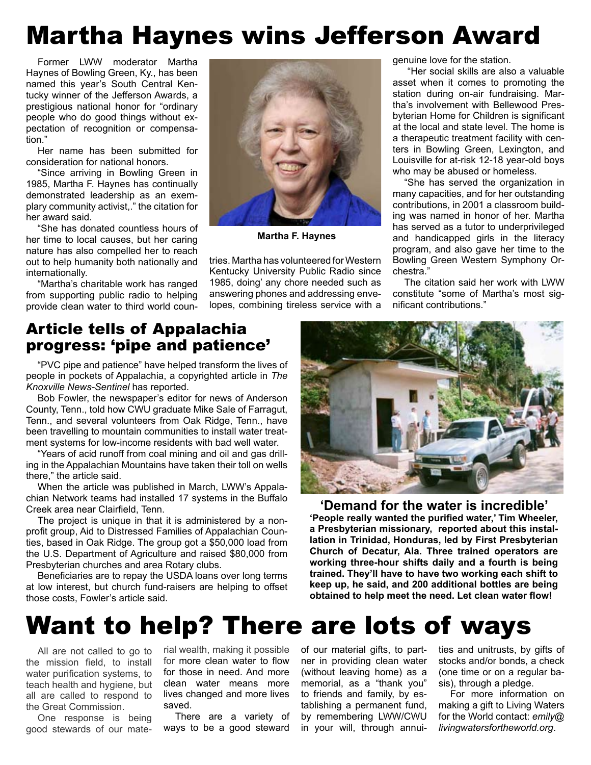# Martha Haynes wins Jefferson Award

Former LWW moderator Martha Haynes of Bowling Green, Ky., has been named this year's South Central Kentucky winner of the Jefferson Awards, a prestigious national honor for "ordinary people who do good things without expectation of recognition or compensation."

Her name has been submitted for consideration for national honors.

"Since arriving in Bowling Green in 1985, Martha F. Haynes has continually demonstrated leadership as an exemplary community activist,." the citation for her award said.

"She has donated countless hours of her time to local causes, but her caring nature has also compelled her to reach out to help humanity both nationally and internationally.

"Martha's charitable work has ranged from supporting public radio to helping provide clean water to third world countries. Martha has volunteered for Western Kentucky University Public Radio since 1985, doing' any chore needed such as answering phones and addressing envelopes, combining tireless service with a genuine love for the station.

"Her social skills are also a valuable asset when it comes to promoting the station during on-air fundraising. Martha's involvement with Bellewood Presbyterian Home for Children is significant at the local and state level. The home is a therapeutic treatment facility with centers in Bowling Green, Lexington, and Louisville for at-risk 12-18 year-old boys who may be abused or homeless.

"She has served the organization in many capacities, and for her outstanding contributions, in 2001 a classroom building was named in honor of her. Martha has served as a tutor to underprivileged and handicapped girls in the literacy program, and also gave her time to the Bowling Green Western Symphony Orchestra."

The citation said her work with LWW constitute "some of Martha's most significant contributions."

**Martha F. Haynes**

## Article tells of Appalachia progress: 'pipe and patience'

"PVC pipe and patience" have helped transform the lives of people in pockets of Appalachia, a copyrighted article in *The Knoxville News-Sentinel* has reported.

Bob Fowler, the newspaper's editor for news of Anderson County, Tenn., told how CWU graduate Mike Sale of Farragut, Tenn., and several volunteers from Oak Ridge, Tenn., have been travelling to mountain communities to install water treatment systems for low-income residents with bad well water.

"Years of acid runoff from coal mining and oil and gas drilling in the Appalachian Mountains have taken their toll on wells there," the article said.

When the article was published in March, LWW's Appalachian Network teams had installed 17 systems in the Buffalo Creek area near Clairfield, Tenn.

The project is unique in that it is administered by a nonprofit group, Aid to Distressed Families of Appalachian Counties, based in Oak Ridge. The group got a $50,000 load from the U.S. Department of Agriculture and raised $80,000 from Presbyterian churches and area Rotary clubs.

Beneficiaries are to repay the USDA loans over long terms at low interest, but church fund-raisers are helping to offset those costs, Fowler's article said.

**'Demand for the water is incredible'**

**'People really wanted the purified water,' Tim Wheeler, a Presbyterian missionary, reported about this installation in Trinidad, Honduras, led by First Presbyterian Church of Decatur, Ala. Three trained operators are working three-hour shifts daily and a fourth is being trained. They'll have to have two working each shift to keep up, he said, and 200 additional bottles are being obtained to help meet the need. Let clean water flow!**

# Want to help? There are lots of ways

All are not called to go to the mission field, to install water purification systems, to teach health and hygiene, but all are called to respond to the Great Commission.

One response is being good stewards of our material wealth, making it possible for more clean water to flow for those in need. And more clean water means more lives changed and more lives saved.

There are a variety of ways to be a good steward of our material gifts, to partner in providing clean water (without leaving home) as a memorial, as a "thank you" to friends and family, by establishing a permanent fund, by remembering LWW/CWU in your will, through annuities and unitrusts, by gifts of stocks and/or bonds, a check (one time or on a regular basis), through a pledge.

For more information on making a gift to Living Waters for the World contact: *emily@livingwatersfortheworld.org*.